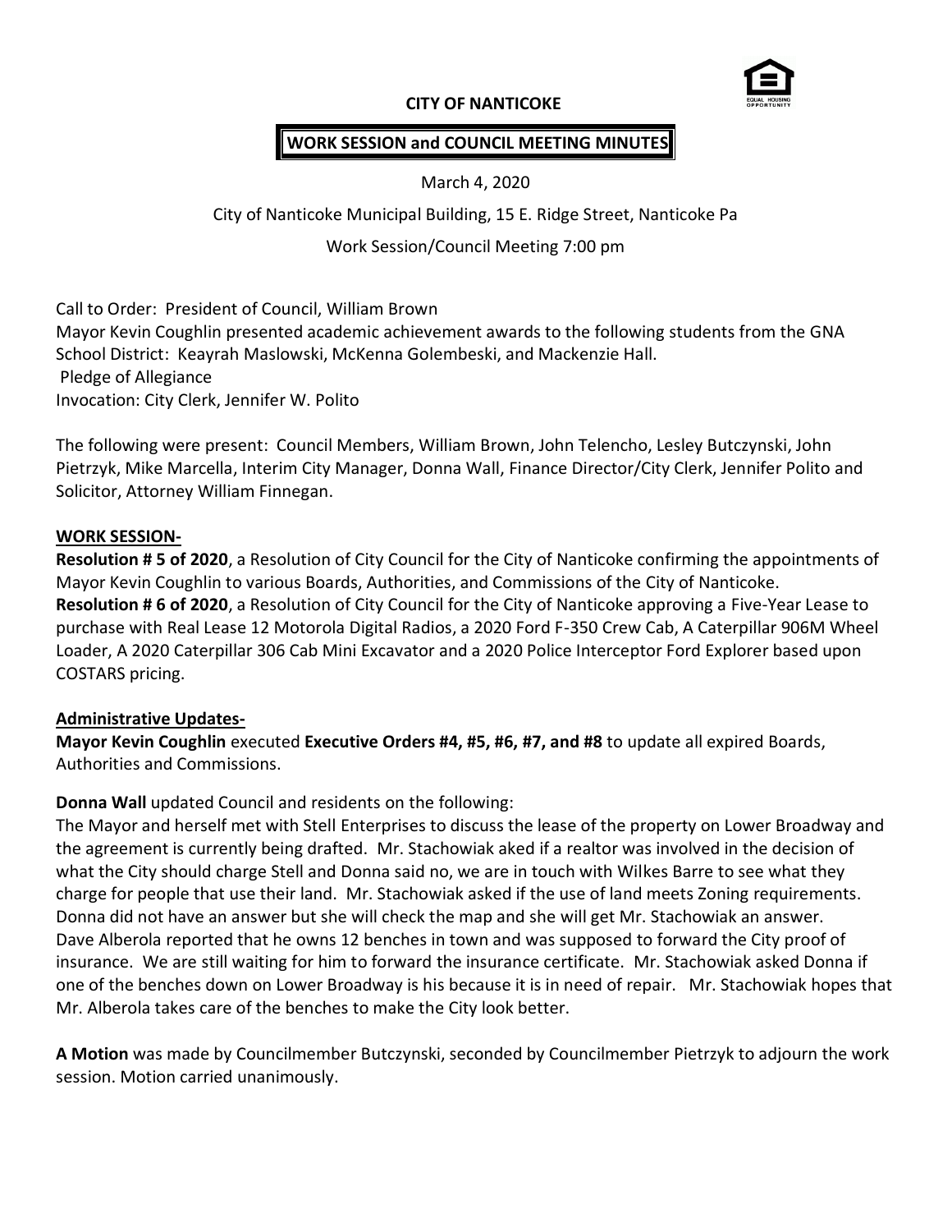# CITY OF NANTICOKE

## WORK SESSION and COUNCIL MEETING MINUTES

March 4, 2020

City of Nanticoke Municipal Building, 15 E. Ridge Street, Nanticoke Pa

Work Session/Council Meeting 7:00 pm

Call to Order: President of Council, William Brown
Mayor Kevin Coughlin presented academic achievement awards to the following students from the GNA School District: Keayrah Maslowski, McKenna Golembeski, and Mackenzie Hall.
Pledge of Allegiance
Invocation: City Clerk, Jennifer W. Polito

The following were present: Council Members, William Brown, John Telencho, Lesley Butczynski, John Pietrzyk, Mike Marcella, Interim City Manager, Donna Wall, Finance Director/City Clerk, Jennifer Polito and Solicitor, Attorney William Finnegan.

**WORK SESSION-**

**Resolution # 5 of 2020**, a Resolution of City Council for the City of Nanticoke confirming the appointments of Mayor Kevin Coughlin to various Boards, Authorities, and Commissions of the City of Nanticoke.
**Resolution # 6 of 2020**, a Resolution of City Council for the City of Nanticoke approving a Five-Year Lease to purchase with Real Lease 12 Motorola Digital Radios, a 2020 Ford F-350 Crew Cab, A Caterpillar 906M Wheel Loader, A 2020 Caterpillar 306 Cab Mini Excavator and a 2020 Police Interceptor Ford Explorer based upon COSTARS pricing.

**Administrative Updates-**

**Mayor Kevin Coughlin** executed **Executive Orders #4, #5, #6, #7, and #8** to update all expired Boards, Authorities and Commissions.

**Donna Wall** updated Council and residents on the following:
The Mayor and herself met with Stell Enterprises to discuss the lease of the property on Lower Broadway and the agreement is currently being drafted. Mr. Stachowiak aked if a realtor was involved in the decision of what the City should charge Stell and Donna said no, we are in touch with Wilkes Barre to see what they charge for people that use their land. Mr. Stachowiak asked if the use of land meets Zoning requirements. Donna did not have an answer but she will check the map and she will get Mr. Stachowiak an answer.
Dave Alberola reported that he owns 12 benches in town and was supposed to forward the City proof of insurance. We are still waiting for him to forward the insurance certificate. Mr. Stachowiak asked Donna if one of the benches down on Lower Broadway is his because it is in need of repair. Mr. Stachowiak hopes that Mr. Alberola takes care of the benches to make the City look better.

**A Motion** was made by Councilmember Butczynski, seconded by Councilmember Pietrzyk to adjourn the work session. Motion carried unanimously.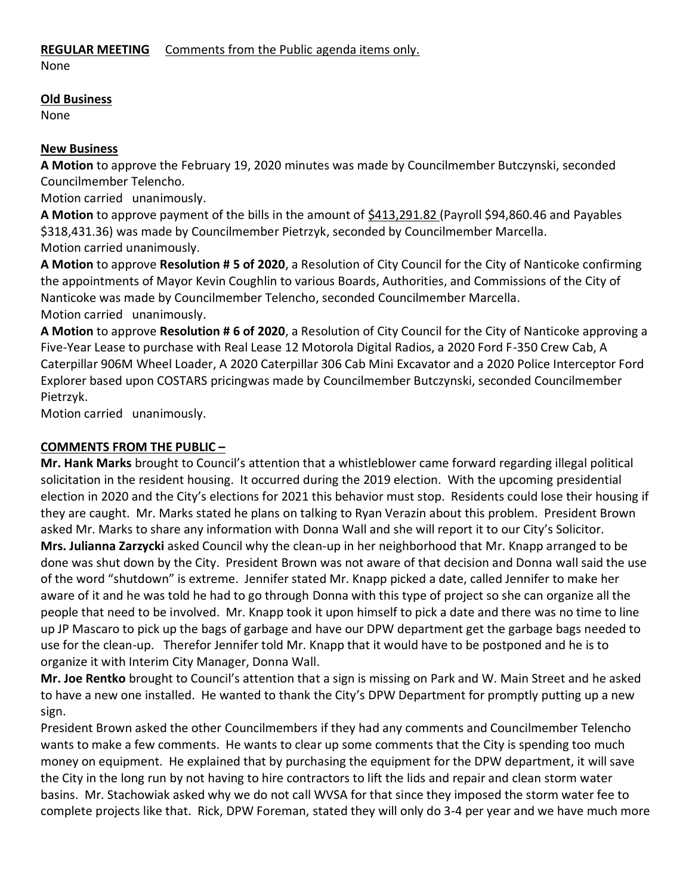**REGULAR MEETING** Comments from the Public agenda items only.
None

**Old Business**
None

**New Business**
**A Motion** to approve the February 19, 2020 minutes was made by Councilmember Butczynski, seconded Councilmember Telencho.
Motion carried unanimously.
**A Motion** to approve payment of the bills in the amount of $413,291.82 (Payroll $94,860.46 and Payables $318,431.36) was made by Councilmember Pietrzyk, seconded by Councilmember Marcella.
Motion carried unanimously.
**A Motion** to approve **Resolution # 5 of 2020**, a Resolution of City Council for the City of Nanticoke confirming the appointments of Mayor Kevin Coughlin to various Boards, Authorities, and Commissions of the City of Nanticoke was made by Councilmember Telencho, seconded Councilmember Marcella.
Motion carried unanimously.
**A Motion** to approve **Resolution # 6 of 2020**, a Resolution of City Council for the City of Nanticoke approving a Five-Year Lease to purchase with Real Lease 12 Motorola Digital Radios, a 2020 Ford F-350 Crew Cab, A Caterpillar 906M Wheel Loader, A 2020 Caterpillar 306 Cab Mini Excavator and a 2020 Police Interceptor Ford Explorer based upon COSTARS pricingwas made by Councilmember Butczynski, seconded Councilmember Pietrzyk.
Motion carried unanimously.

**COMMENTS FROM THE PUBLIC –**
**Mr. Hank Marks** brought to Council's attention that a whistleblower came forward regarding illegal political solicitation in the resident housing. It occurred during the 2019 election. With the upcoming presidential election in 2020 and the City's elections for 2021 this behavior must stop. Residents could lose their housing if they are caught. Mr. Marks stated he plans on talking to Ryan Verazin about this problem. President Brown asked Mr. Marks to share any information with Donna Wall and she will report it to our City's Solicitor.
**Mrs. Julianna Zarzycki** asked Council why the clean-up in her neighborhood that Mr. Knapp arranged to be done was shut down by the City. President Brown was not aware of that decision and Donna wall said the use of the word "shutdown" is extreme. Jennifer stated Mr. Knapp picked a date, called Jennifer to make her aware of it and he was told he had to go through Donna with this type of project so she can organize all the people that need to be involved. Mr. Knapp took it upon himself to pick a date and there was no time to line up JP Mascaro to pick up the bags of garbage and have our DPW department get the garbage bags needed to use for the clean-up. Therefor Jennifer told Mr. Knapp that it would have to be postponed and he is to organize it with Interim City Manager, Donna Wall.
**Mr. Joe Rentko** brought to Council's attention that a sign is missing on Park and W. Main Street and he asked to have a new one installed. He wanted to thank the City's DPW Department for promptly putting up a new sign.
President Brown asked the other Councilmembers if they had any comments and Councilmember Telencho wants to make a few comments. He wants to clear up some comments that the City is spending too much money on equipment. He explained that by purchasing the equipment for the DPW department, it will save the City in the long run by not having to hire contractors to lift the lids and repair and clean storm water basins. Mr. Stachowiak asked why we do not call WVSA for that since they imposed the storm water fee to complete projects like that. Rick, DPW Foreman, stated they will only do 3-4 per year and we have much more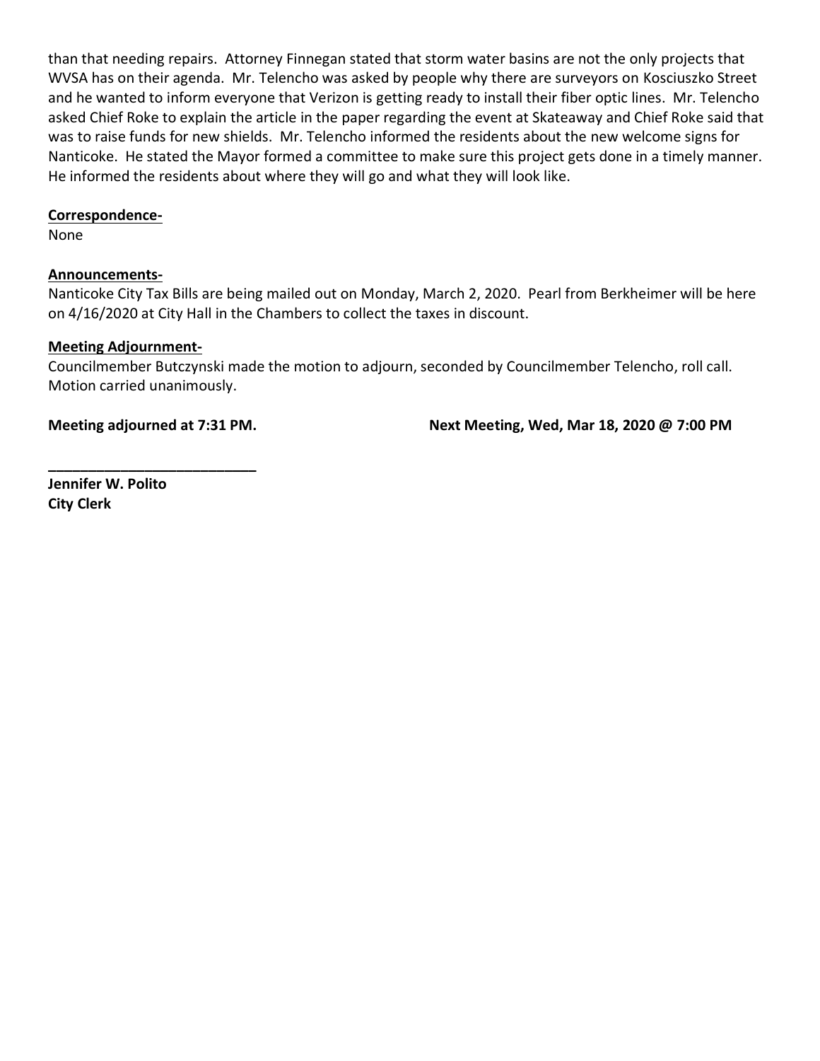than that needing repairs. Attorney Finnegan stated that storm water basins are not the only projects that WVSA has on their agenda. Mr. Telencho was asked by people why there are surveyors on Kosciuszko Street and he wanted to inform everyone that Verizon is getting ready to install their fiber optic lines. Mr. Telencho asked Chief Roke to explain the article in the paper regarding the event at Skateaway and Chief Roke said that was to raise funds for new shields. Mr. Telencho informed the residents about the new welcome signs for Nanticoke. He stated the Mayor formed a committee to make sure this project gets done in a timely manner. He informed the residents about where they will go and what they will look like.

**Correspondence-**

None

**Announcements-**

Nanticoke City Tax Bills are being mailed out on Monday, March 2, 2020. Pearl from Berkheimer will be here on 4/16/2020 at City Hall in the Chambers to collect the taxes in discount.

**Meeting Adjournment-**

Councilmember Butczynski made the motion to adjourn, seconded by Councilmember Telencho, roll call. Motion carried unanimously.

**Meeting adjourned at 7:31 PM.** **Next Meeting, Wed, Mar 18, 2020 @ 7:00 PM**

**\_\_\_\_\_\_\_\_\_\_\_\_\_\_\_\_\_\_\_\_\_\_\_\_\_\_**

**Jennifer W. Polito**
**City Clerk**